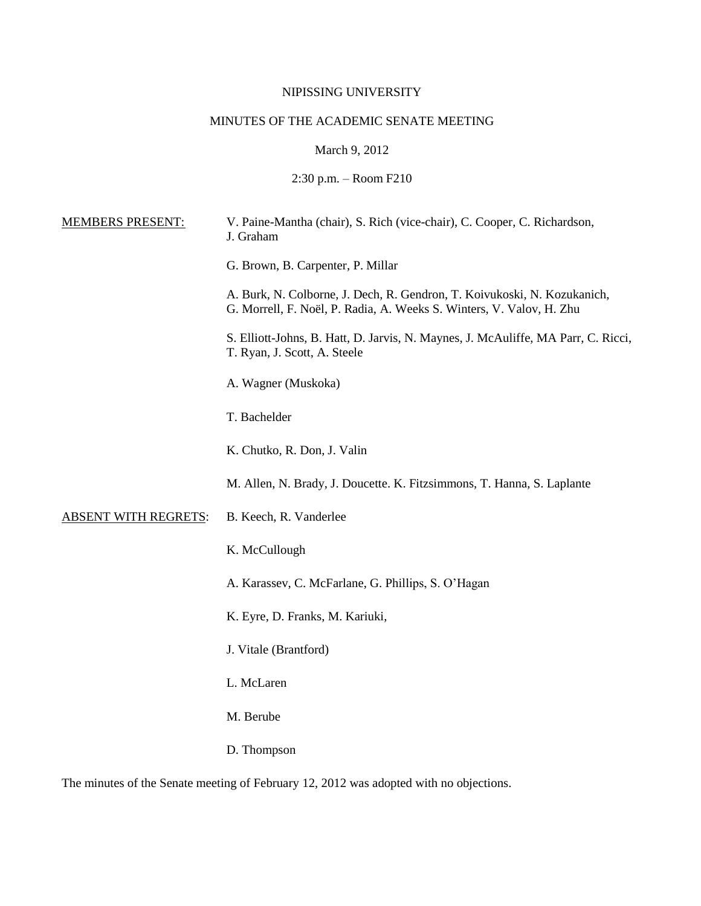NIPISSING UNIVERSITY

MINUTES OF THE ACADEMIC SENATE MEETING

March 9, 2012

2:30 p.m. – Room F210

MEMBERS PRESENT:

V. Paine-Mantha (chair), S. Rich (vice-chair), C. Cooper, C. Richardson, J. Graham

G. Brown, B. Carpenter, P. Millar

A. Burk, N. Colborne, J. Dech, R. Gendron, T. Koivukoski, N. Kozukanich, G. Morrell, F. Noël, P. Radia, A. Weeks S. Winters, V. Valov, H. Zhu

S. Elliott-Johns, B. Hatt, D. Jarvis, N. Maynes, J. McAuliffe, MA Parr, C. Ricci, T. Ryan, J. Scott, A. Steele

A. Wagner (Muskoka)

T. Bachelder

K. Chutko, R. Don, J. Valin

M. Allen, N. Brady, J. Doucette. K. Fitzsimmons, T. Hanna, S. Laplante

ABSENT WITH REGRETS:

B. Keech, R. Vanderlee

K. McCullough

A. Karassev, C. McFarlane, G. Phillips, S. O'Hagan

K. Eyre, D. Franks, M. Kariuki,

J. Vitale (Brantford)

L. McLaren

M. Berube

D. Thompson

The minutes of the Senate meeting of February 12, 2012 was adopted with no objections.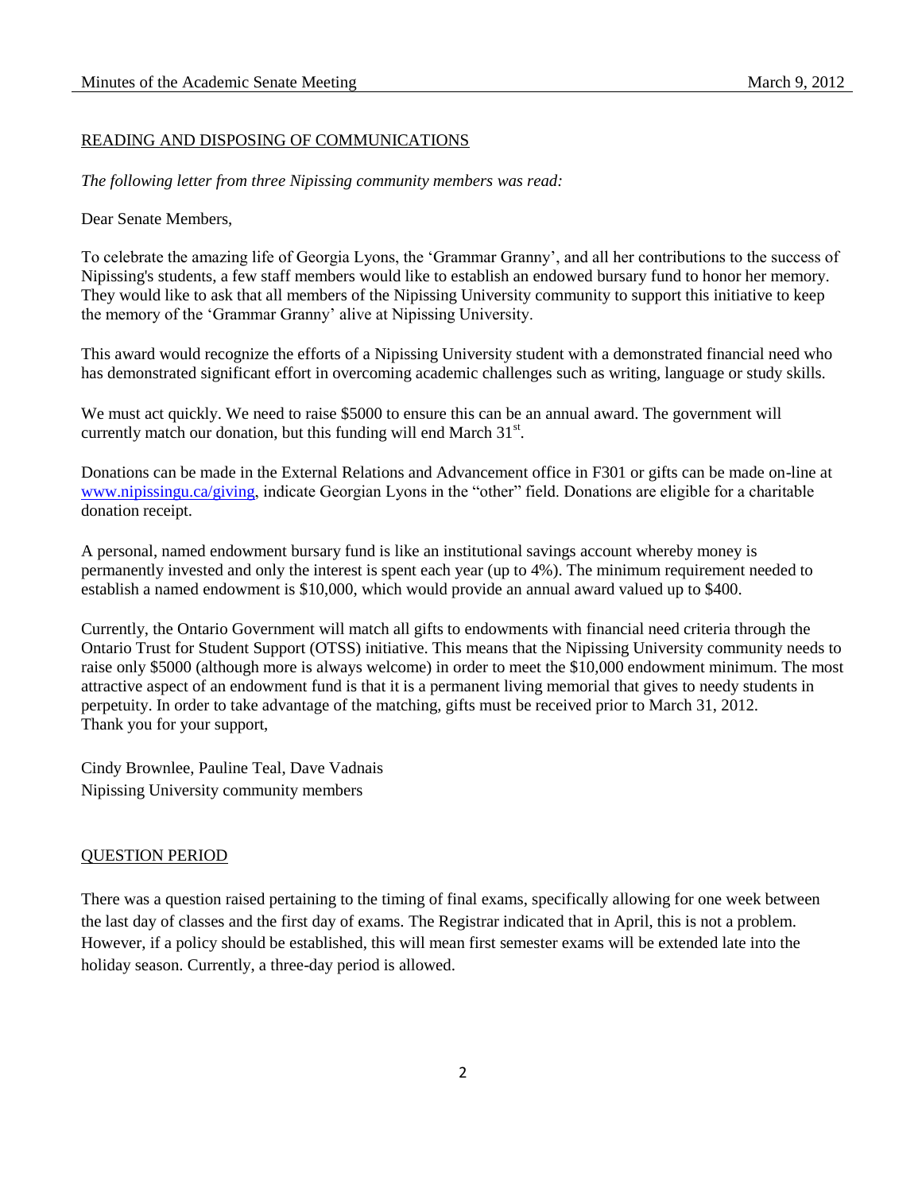## READING AND DISPOSING OF COMMUNICATIONS

*The following letter from three Nipissing community members was read:*

Dear Senate Members,

To celebrate the amazing life of Georgia Lyons, the 'Grammar Granny', and all her contributions to the success of Nipissing's students, a few staff members would like to establish an endowed bursary fund to honor her memory. They would like to ask that all members of the Nipissing University community to support this initiative to keep the memory of the 'Grammar Granny' alive at Nipissing University.

This award would recognize the efforts of a Nipissing University student with a demonstrated financial need who has demonstrated significant effort in overcoming academic challenges such as writing, language or study skills.

We must act quickly. We need to raise $5000 to ensure this can be an annual award. The government will currently match our donation, but this funding will end March 31st.

Donations can be made in the External Relations and Advancement office in F301 or gifts can be made on-line at www.nipissingu.ca/giving, indicate Georgian Lyons in the "other" field. Donations are eligible for a charitable donation receipt.

A personal, named endowment bursary fund is like an institutional savings account whereby money is permanently invested and only the interest is spent each year (up to 4%). The minimum requirement needed to establish a named endowment is $10,000, which would provide an annual award valued up to $400.

Currently, the Ontario Government will match all gifts to endowments with financial need criteria through the Ontario Trust for Student Support (OTSS) initiative. This means that the Nipissing University community needs to raise only $5000 (although more is always welcome) in order to meet the $10,000 endowment minimum. The most attractive aspect of an endowment fund is that it is a permanent living memorial that gives to needy students in perpetuity. In order to take advantage of the matching, gifts must be received prior to March 31, 2012.
Thank you for your support,

Cindy Brownlee, Pauline Teal, Dave Vadnais
Nipissing University community members

## QUESTION PERIOD

There was a question raised pertaining to the timing of final exams, specifically allowing for one week between the last day of classes and the first day of exams. The Registrar indicated that in April, this is not a problem. However, if a policy should be established, this will mean first semester exams will be extended late into the holiday season. Currently, a three-day period is allowed.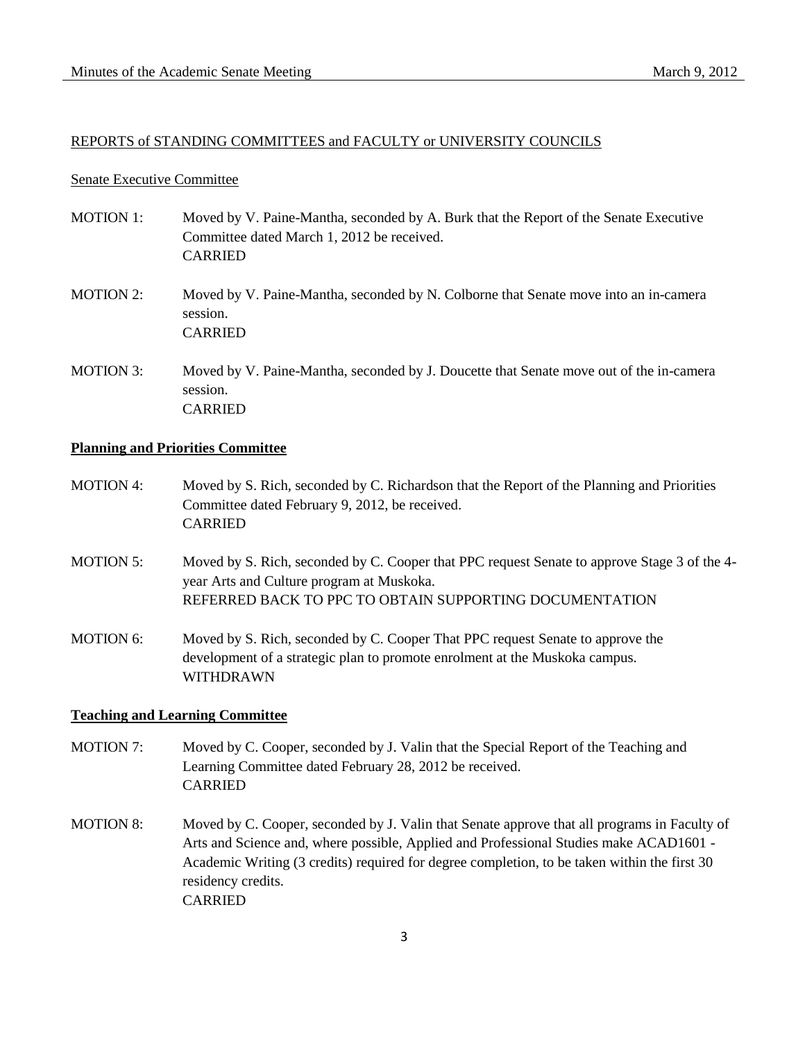## REPORTS of STANDING COMMITTEES and FACULTY or UNIVERSITY COUNCILS

### Senate Executive Committee

MOTION 1: Moved by V. Paine-Mantha, seconded by A. Burk that the Report of the Senate Executive Committee dated March 1, 2012 be received.
CARRIED

MOTION 2: Moved by V. Paine-Mantha, seconded by N. Colborne that Senate move into an in-camera session.
CARRIED

MOTION 3: Moved by V. Paine-Mantha, seconded by J. Doucette that Senate move out of the in-camera session.
CARRIED

### **Planning and Priorities Committee**

MOTION 4: Moved by S. Rich, seconded by C. Richardson that the Report of the Planning and Priorities Committee dated February 9, 2012, be received.
CARRIED

MOTION 5: Moved by S. Rich, seconded by C. Cooper that PPC request Senate to approve Stage 3 of the 4-year Arts and Culture program at Muskoka.
REFERRED BACK TO PPC TO OBTAIN SUPPORTING DOCUMENTATION

MOTION 6: Moved by S. Rich, seconded by C. Cooper That PPC request Senate to approve the development of a strategic plan to promote enrolment at the Muskoka campus.
WITHDRAWN

### **Teaching and Learning Committee**

MOTION 7: Moved by C. Cooper, seconded by J. Valin that the Special Report of the Teaching and Learning Committee dated February 28, 2012 be received.
CARRIED

MOTION 8: Moved by C. Cooper, seconded by J. Valin that Senate approve that all programs in Faculty of Arts and Science and, where possible, Applied and Professional Studies make ACAD1601 - Academic Writing (3 credits) required for degree completion, to be taken within the first 30 residency credits.
CARRIED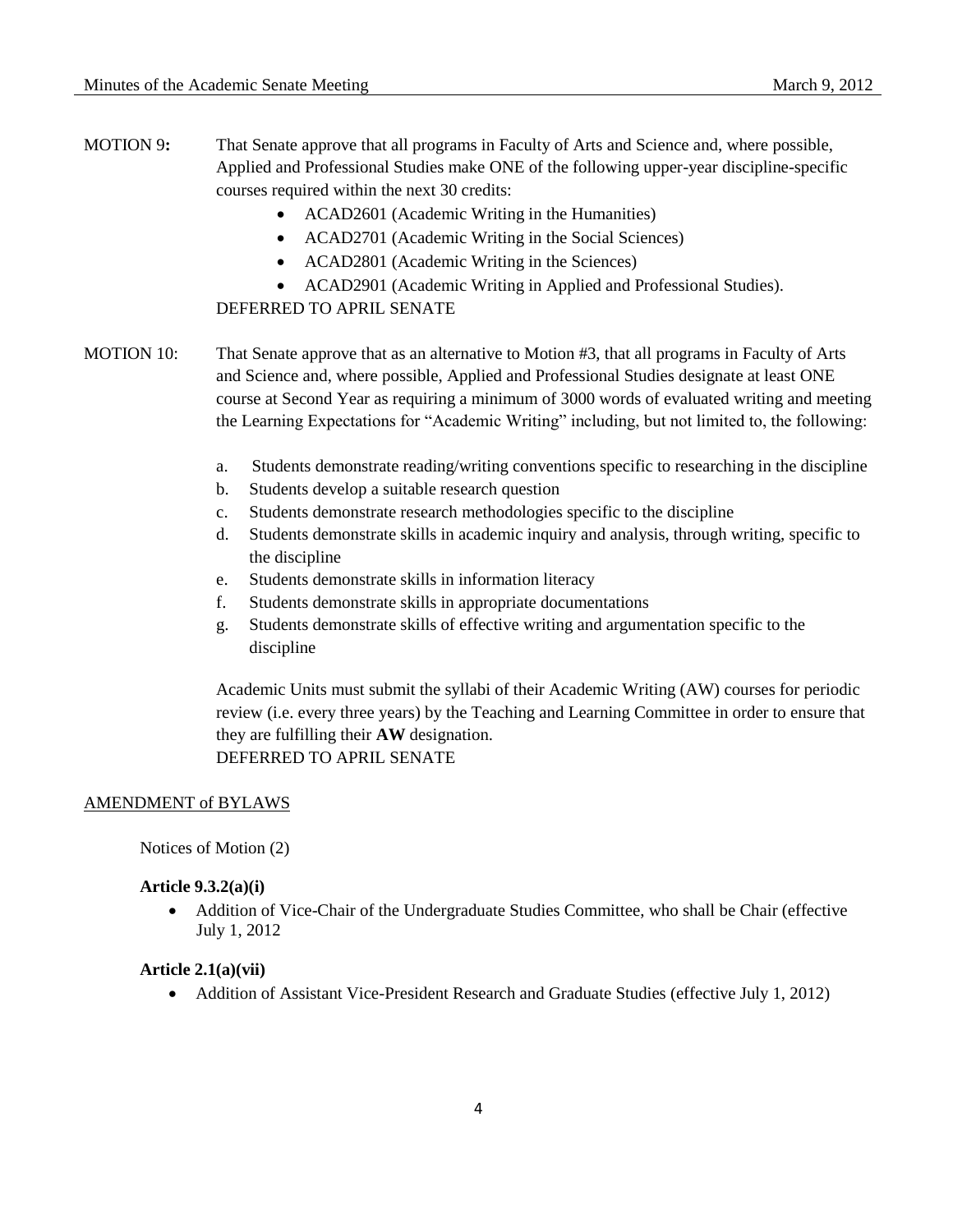**MOTION 9:** That Senate approve that all programs in Faculty of Arts and Science and, where possible, Applied and Professional Studies make ONE of the following upper-year discipline-specific courses required within the next 30 credits:

- ACAD2601 (Academic Writing in the Humanities)
- ACAD2701 (Academic Writing in the Social Sciences)
- ACAD2801 (Academic Writing in the Sciences)
- ACAD2901 (Academic Writing in Applied and Professional Studies).

DEFERRED TO APRIL SENATE

MOTION 10: That Senate approve that as an alternative to Motion #3, that all programs in Faculty of Arts and Science and, where possible, Applied and Professional Studies designate at least ONE course at Second Year as requiring a minimum of 3000 words of evaluated writing and meeting the Learning Expectations for "Academic Writing" including, but not limited to, the following:

a. Students demonstrate reading/writing conventions specific to researching in the discipline
b. Students develop a suitable research question
c. Students demonstrate research methodologies specific to the discipline
d. Students demonstrate skills in academic inquiry and analysis, through writing, specific to the discipline
e. Students demonstrate skills in information literacy
f. Students demonstrate skills in appropriate documentations
g. Students demonstrate skills of effective writing and argumentation specific to the discipline

Academic Units must submit the syllabi of their Academic Writing (AW) courses for periodic review (i.e. every three years) by the Teaching and Learning Committee in order to ensure that they are fulfilling their **AW** designation.
DEFERRED TO APRIL SENATE

AMENDMENT of BYLAWS

Notices of Motion (2)

**Article 9.3.2(a)(i)**

- Addition of Vice-Chair of the Undergraduate Studies Committee, who shall be Chair (effective July 1, 2012

**Article 2.1(a)(vii)**

- Addition of Assistant Vice-President Research and Graduate Studies (effective July 1, 2012)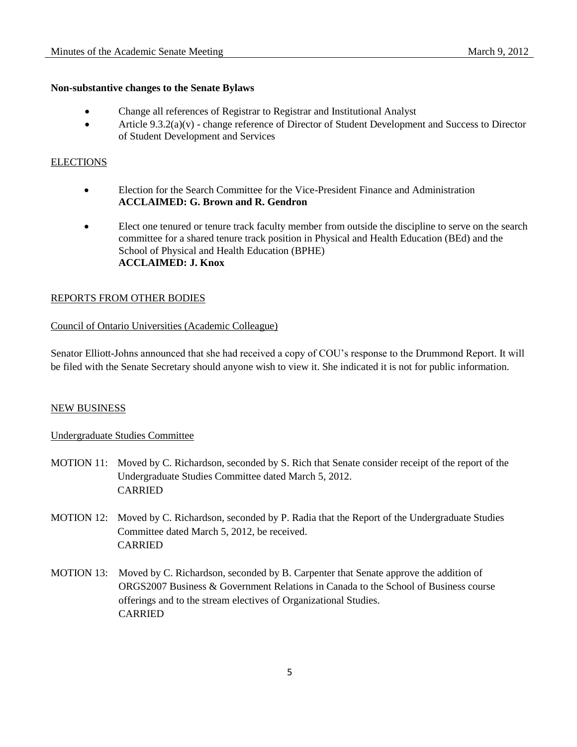**Non-substantive changes to the Senate Bylaws**

- Change all references of Registrar to Registrar and Institutional Analyst
- Article 9.3.2(a)(v) - change reference of Director of Student Development and Success to Director of Student Development and Services

ELECTIONS

- Election for the Search Committee for the Vice-President Finance and Administration
  **ACCLAIMED: G. Brown and R. Gendron**

- Elect one tenured or tenure track faculty member from outside the discipline to serve on the search committee for a shared tenure track position in Physical and Health Education (BEd) and the School of Physical and Health Education (BPHE)
  **ACCLAIMED: J. Knox**

REPORTS FROM OTHER BODIES

Council of Ontario Universities (Academic Colleague)

Senator Elliott-Johns announced that she had received a copy of COU's response to the Drummond Report. It will be filed with the Senate Secretary should anyone wish to view it. She indicated it is not for public information.

NEW BUSINESS

Undergraduate Studies Committee

MOTION 11: Moved by C. Richardson, seconded by S. Rich that Senate consider receipt of the report of the Undergraduate Studies Committee dated March 5, 2012.
CARRIED

MOTION 12: Moved by C. Richardson, seconded by P. Radia that the Report of the Undergraduate Studies Committee dated March 5, 2012, be received.
CARRIED

MOTION 13: Moved by C. Richardson, seconded by B. Carpenter that Senate approve the addition of ORGS2007 Business & Government Relations in Canada to the School of Business course offerings and to the stream electives of Organizational Studies.
CARRIED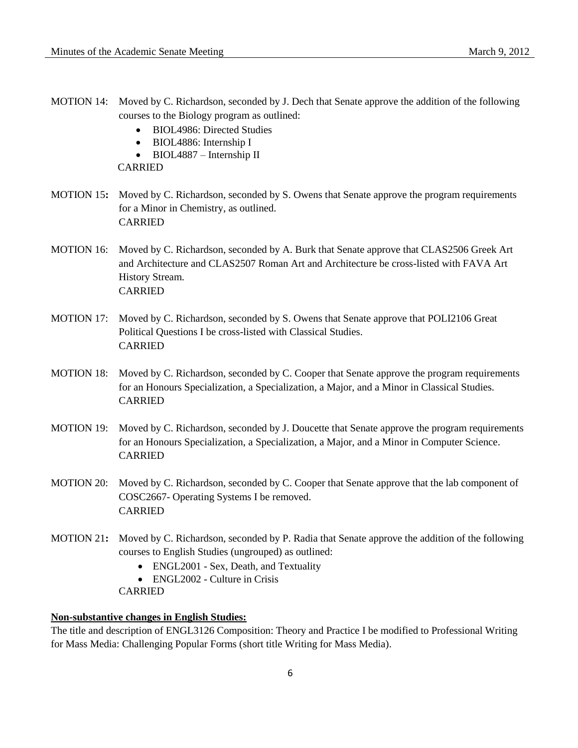MOTION 14: Moved by C. Richardson, seconded by J. Dech that Senate approve the addition of the following courses to the Biology program as outlined:

- BIOL4986: Directed Studies
- BIOL4886: Internship I
- BIOL4887 – Internship II

CARRIED

MOTION 15**:** Moved by C. Richardson, seconded by S. Owens that Senate approve the program requirements for a Minor in Chemistry, as outlined.
CARRIED

MOTION 16: Moved by C. Richardson, seconded by A. Burk that Senate approve that CLAS2506 Greek Art and Architecture and CLAS2507 Roman Art and Architecture be cross-listed with FAVA Art History Stream.
CARRIED

MOTION 17: Moved by C. Richardson, seconded by S. Owens that Senate approve that POLI2106 Great Political Questions I be cross-listed with Classical Studies.
CARRIED

MOTION 18: Moved by C. Richardson, seconded by C. Cooper that Senate approve the program requirements for an Honours Specialization, a Specialization, a Major, and a Minor in Classical Studies.
CARRIED

MOTION 19: Moved by C. Richardson, seconded by J. Doucette that Senate approve the program requirements for an Honours Specialization, a Specialization, a Major, and a Minor in Computer Science.
CARRIED

MOTION 20: Moved by C. Richardson, seconded by C. Cooper that Senate approve that the lab component of COSC2667- Operating Systems I be removed.
CARRIED

MOTION 21**:** Moved by C. Richardson, seconded by P. Radia that Senate approve the addition of the following courses to English Studies (ungrouped) as outlined:

- ENGL2001 - Sex, Death, and Textuality
- ENGL2002 - Culture in Crisis

CARRIED

**Non-substantive changes in English Studies:**

The title and description of ENGL3126 Composition: Theory and Practice I be modified to Professional Writing for Mass Media: Challenging Popular Forms (short title Writing for Mass Media).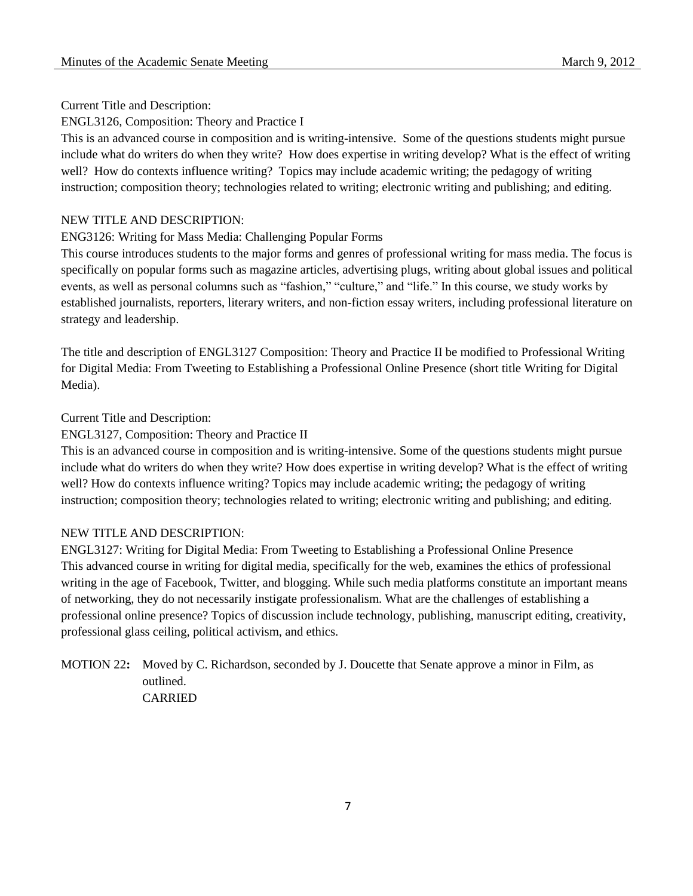Current Title and Description:

ENGL3126, Composition: Theory and Practice I

This is an advanced course in composition and is writing-intensive. Some of the questions students might pursue include what do writers do when they write? How does expertise in writing develop? What is the effect of writing well? How do contexts influence writing? Topics may include academic writing; the pedagogy of writing instruction; composition theory; technologies related to writing; electronic writing and publishing; and editing.

NEW TITLE AND DESCRIPTION:

ENG3126: Writing for Mass Media: Challenging Popular Forms

This course introduces students to the major forms and genres of professional writing for mass media. The focus is specifically on popular forms such as magazine articles, advertising plugs, writing about global issues and political events, as well as personal columns such as "fashion," "culture," and "life." In this course, we study works by established journalists, reporters, literary writers, and non-fiction essay writers, including professional literature on strategy and leadership.

The title and description of ENGL3127 Composition: Theory and Practice II be modified to Professional Writing for Digital Media: From Tweeting to Establishing a Professional Online Presence (short title Writing for Digital Media).

Current Title and Description:

ENGL3127, Composition: Theory and Practice II

This is an advanced course in composition and is writing-intensive. Some of the questions students might pursue include what do writers do when they write? How does expertise in writing develop? What is the effect of writing well? How do contexts influence writing? Topics may include academic writing; the pedagogy of writing instruction; composition theory; technologies related to writing; electronic writing and publishing; and editing.

NEW TITLE AND DESCRIPTION:

ENGL3127: Writing for Digital Media: From Tweeting to Establishing a Professional Online Presence

This advanced course in writing for digital media, specifically for the web, examines the ethics of professional writing in the age of Facebook, Twitter, and blogging. While such media platforms constitute an important means of networking, they do not necessarily instigate professionalism. What are the challenges of establishing a professional online presence? Topics of discussion include technology, publishing, manuscript editing, creativity, professional glass ceiling, political activism, and ethics.

**MOTION 22:** Moved by C. Richardson, seconded by J. Doucette that Senate approve a minor in Film, as outlined.
CARRIED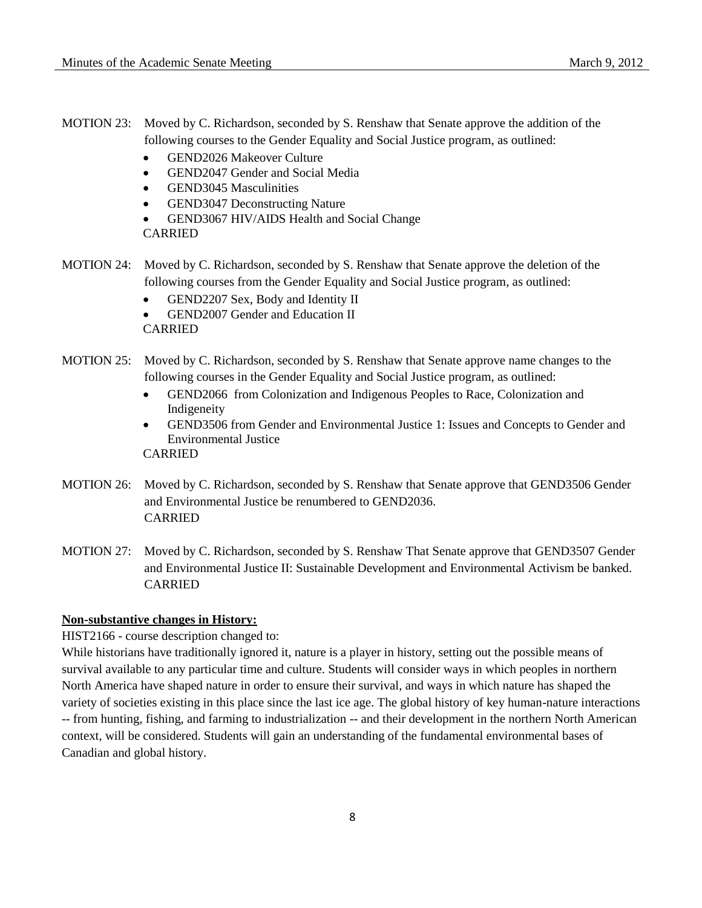MOTION 23: Moved by C. Richardson, seconded by S. Renshaw that Senate approve the addition of the following courses to the Gender Equality and Social Justice program, as outlined:

- GEND2026 Makeover Culture
- GEND2047 Gender and Social Media
- GEND3045 Masculinities
- GEND3047 Deconstructing Nature
- GEND3067 HIV/AIDS Health and Social Change

CARRIED

MOTION 24: Moved by C. Richardson, seconded by S. Renshaw that Senate approve the deletion of the following courses from the Gender Equality and Social Justice program, as outlined:

- GEND2207 Sex, Body and Identity II
- GEND2007 Gender and Education II

CARRIED

MOTION 25: Moved by C. Richardson, seconded by S. Renshaw that Senate approve name changes to the following courses in the Gender Equality and Social Justice program, as outlined:

- GEND2066 from Colonization and Indigenous Peoples to Race, Colonization and Indigeneity
- GEND3506 from Gender and Environmental Justice 1: Issues and Concepts to Gender and Environmental Justice

CARRIED

MOTION 26: Moved by C. Richardson, seconded by S. Renshaw that Senate approve that GEND3506 Gender and Environmental Justice be renumbered to GEND2036.
CARRIED

MOTION 27: Moved by C. Richardson, seconded by S. Renshaw That Senate approve that GEND3507 Gender and Environmental Justice II: Sustainable Development and Environmental Activism be banked.
CARRIED

**Non-substantive changes in History:**

HIST2166 - course description changed to:

While historians have traditionally ignored it, nature is a player in history, setting out the possible means of survival available to any particular time and culture. Students will consider ways in which peoples in northern North America have shaped nature in order to ensure their survival, and ways in which nature has shaped the variety of societies existing in this place since the last ice age. The global history of key human-nature interactions -- from hunting, fishing, and farming to industrialization -- and their development in the northern North American context, will be considered. Students will gain an understanding of the fundamental environmental bases of Canadian and global history.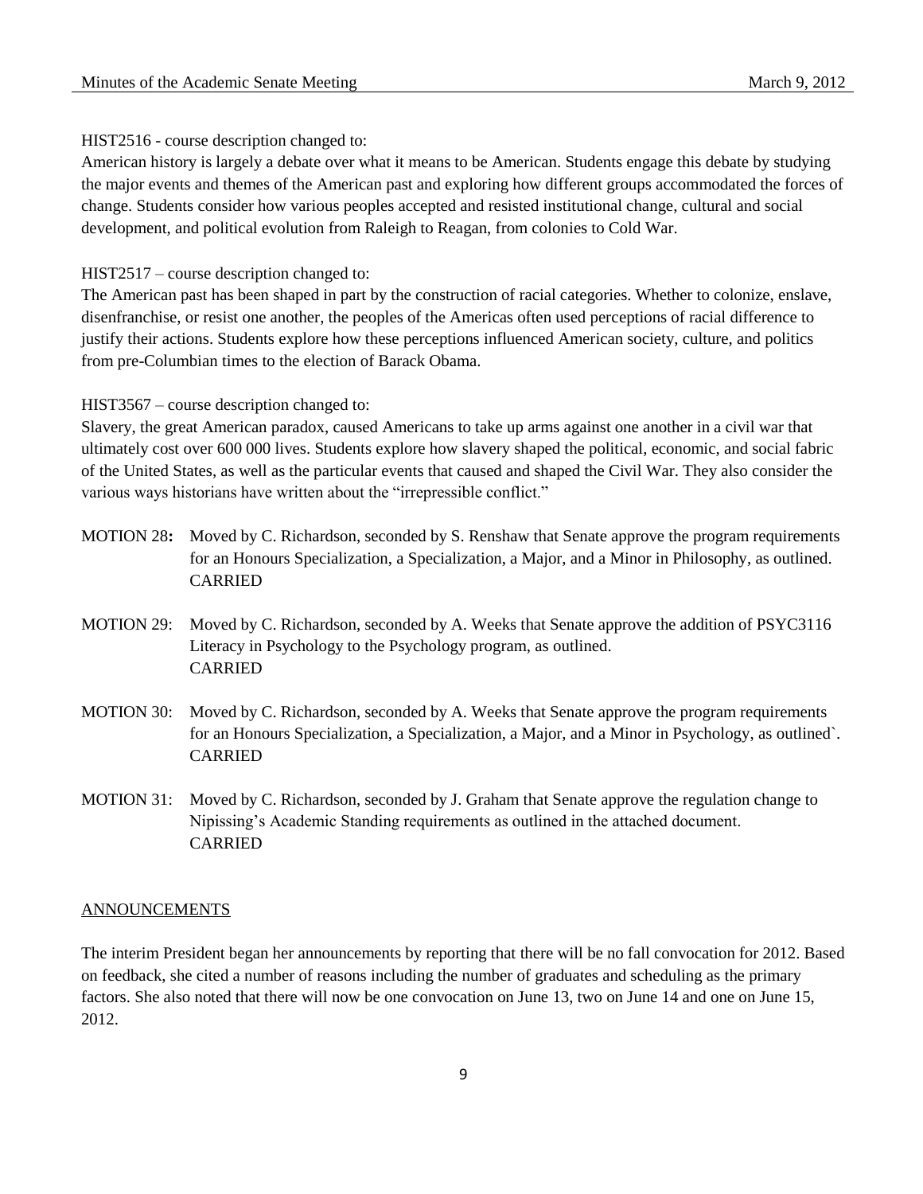HIST2516 - course description changed to:

American history is largely a debate over what it means to be American. Students engage this debate by studying the major events and themes of the American past and exploring how different groups accommodated the forces of change. Students consider how various peoples accepted and resisted institutional change, cultural and social development, and political evolution from Raleigh to Reagan, from colonies to Cold War.

HIST2517 – course description changed to:

The American past has been shaped in part by the construction of racial categories. Whether to colonize, enslave, disenfranchise, or resist one another, the peoples of the Americas often used perceptions of racial difference to justify their actions. Students explore how these perceptions influenced American society, culture, and politics from pre-Columbian times to the election of Barack Obama.

HIST3567 – course description changed to:

Slavery, the great American paradox, caused Americans to take up arms against one another in a civil war that ultimately cost over 600 000 lives. Students explore how slavery shaped the political, economic, and social fabric of the United States, as well as the particular events that caused and shaped the Civil War. They also consider the various ways historians have written about the "irrepressible conflict."

MOTION 28**:** Moved by C. Richardson, seconded by S. Renshaw that Senate approve the program requirements for an Honours Specialization, a Specialization, a Major, and a Minor in Philosophy, as outlined.
CARRIED

MOTION 29: Moved by C. Richardson, seconded by A. Weeks that Senate approve the addition of PSYC3116 Literacy in Psychology to the Psychology program, as outlined.
CARRIED

MOTION 30: Moved by C. Richardson, seconded by A. Weeks that Senate approve the program requirements for an Honours Specialization, a Specialization, a Major, and a Minor in Psychology, as outlined`.
CARRIED

MOTION 31: Moved by C. Richardson, seconded by J. Graham that Senate approve the regulation change to Nipissing's Academic Standing requirements as outlined in the attached document.
CARRIED

## ANNOUNCEMENTS

The interim President began her announcements by reporting that there will be no fall convocation for 2012. Based on feedback, she cited a number of reasons including the number of graduates and scheduling as the primary factors. She also noted that there will now be one convocation on June 13, two on June 14 and one on June 15, 2012.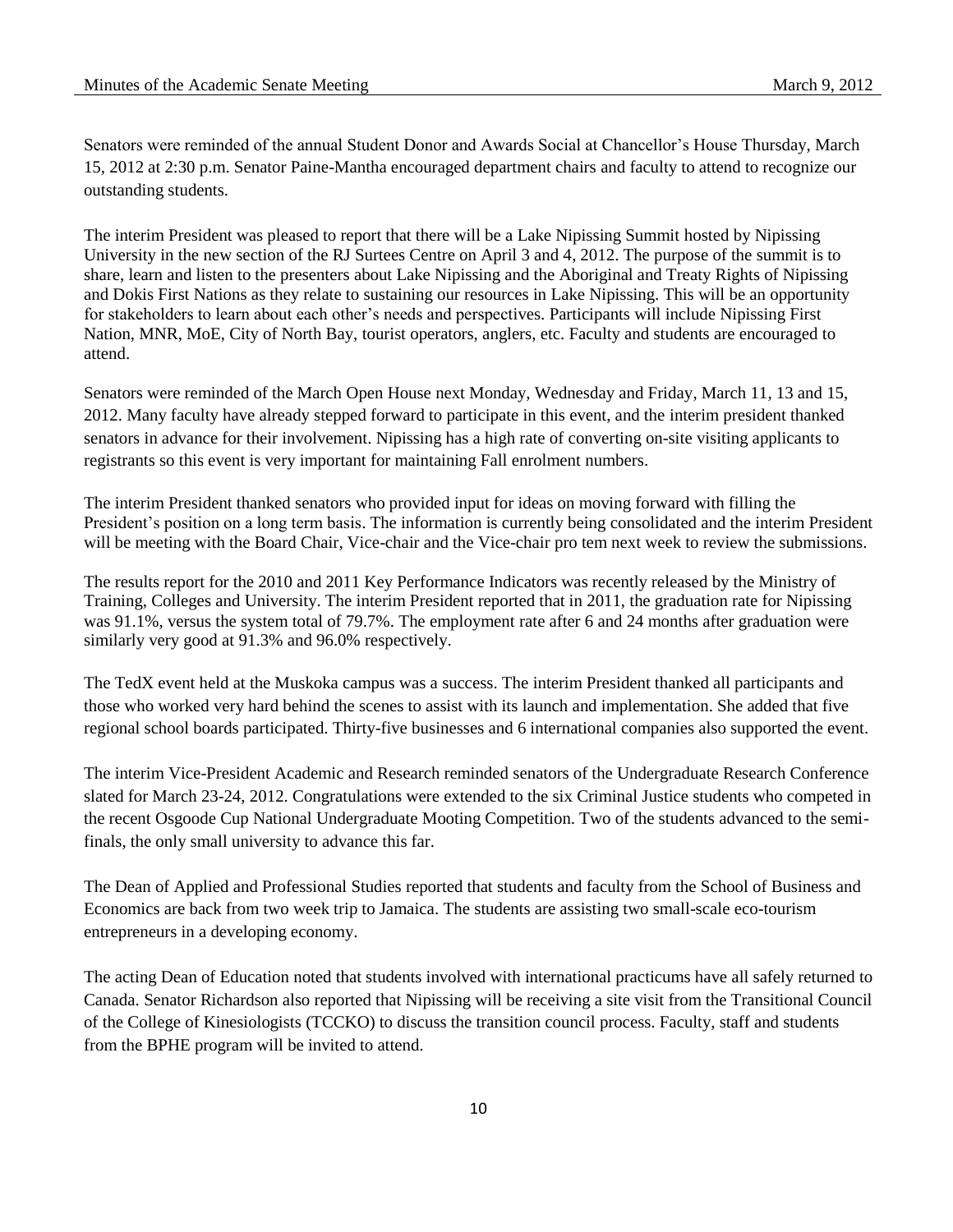Senators were reminded of the annual Student Donor and Awards Social at Chancellor's House Thursday, March 15, 2012 at 2:30 p.m. Senator Paine-Mantha encouraged department chairs and faculty to attend to recognize our outstanding students.

The interim President was pleased to report that there will be a Lake Nipissing Summit hosted by Nipissing University in the new section of the RJ Surtees Centre on April 3 and 4, 2012. The purpose of the summit is to share, learn and listen to the presenters about Lake Nipissing and the Aboriginal and Treaty Rights of Nipissing and Dokis First Nations as they relate to sustaining our resources in Lake Nipissing. This will be an opportunity for stakeholders to learn about each other's needs and perspectives. Participants will include Nipissing First Nation, MNR, MoE, City of North Bay, tourist operators, anglers, etc. Faculty and students are encouraged to attend.

Senators were reminded of the March Open House next Monday, Wednesday and Friday, March 11, 13 and 15, 2012. Many faculty have already stepped forward to participate in this event, and the interim president thanked senators in advance for their involvement. Nipissing has a high rate of converting on-site visiting applicants to registrants so this event is very important for maintaining Fall enrolment numbers.

The interim President thanked senators who provided input for ideas on moving forward with filling the President's position on a long term basis. The information is currently being consolidated and the interim President will be meeting with the Board Chair, Vice-chair and the Vice-chair pro tem next week to review the submissions.

The results report for the 2010 and 2011 Key Performance Indicators was recently released by the Ministry of Training, Colleges and University. The interim President reported that in 2011, the graduation rate for Nipissing was 91.1%, versus the system total of 79.7%. The employment rate after 6 and 24 months after graduation were similarly very good at 91.3% and 96.0% respectively.

The TedX event held at the Muskoka campus was a success. The interim President thanked all participants and those who worked very hard behind the scenes to assist with its launch and implementation. She added that five regional school boards participated. Thirty-five businesses and 6 international companies also supported the event.

The interim Vice-President Academic and Research reminded senators of the Undergraduate Research Conference slated for March 23-24, 2012. Congratulations were extended to the six Criminal Justice students who competed in the recent Osgoode Cup National Undergraduate Mooting Competition. Two of the students advanced to the semi-finals, the only small university to advance this far.

The Dean of Applied and Professional Studies reported that students and faculty from the School of Business and Economics are back from two week trip to Jamaica. The students are assisting two small-scale eco-tourism entrepreneurs in a developing economy.

The acting Dean of Education noted that students involved with international practicums have all safely returned to Canada. Senator Richardson also reported that Nipissing will be receiving a site visit from the Transitional Council of the College of Kinesiologists (TCCKO) to discuss the transition council process. Faculty, staff and students from the BPHE program will be invited to attend.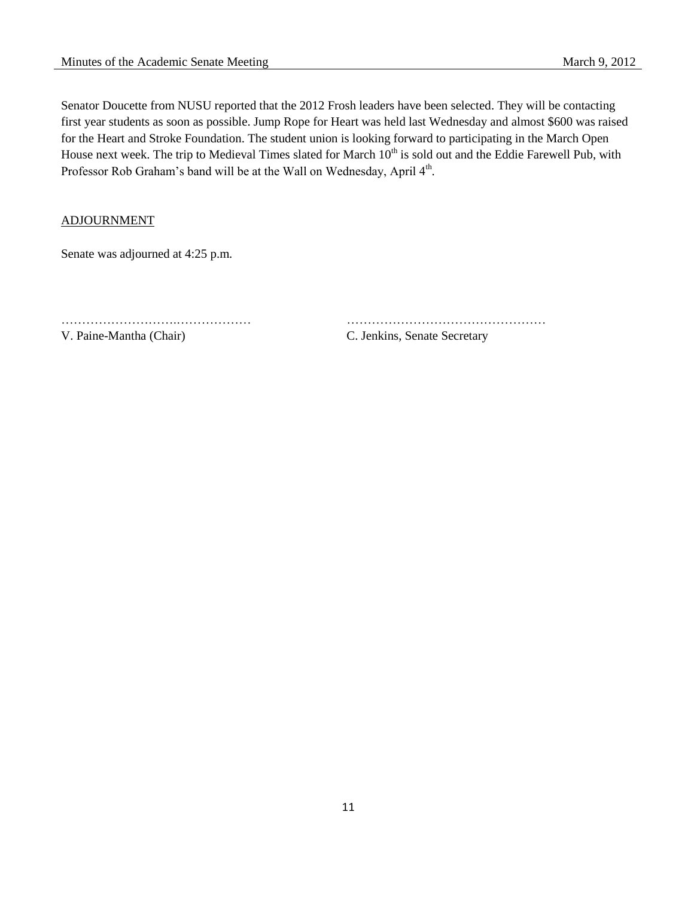Senator Doucette from NUSU reported that the 2012 Frosh leaders have been selected. They will be contacting first year students as soon as possible. Jump Rope for Heart was held last Wednesday and almost $600 was raised for the Heart and Stroke Foundation. The student union is looking forward to participating in the March Open House next week. The trip to Medieval Times slated for March 10th is sold out and the Eddie Farewell Pub, with Professor Rob Graham's band will be at the Wall on Wednesday, April 4th.

ADJOURNMENT

Senate was adjourned at 4:25 p.m.

……………………….……………… ……………………………………………

V. Paine-Mantha (Chair) C. Jenkins, Senate Secretary